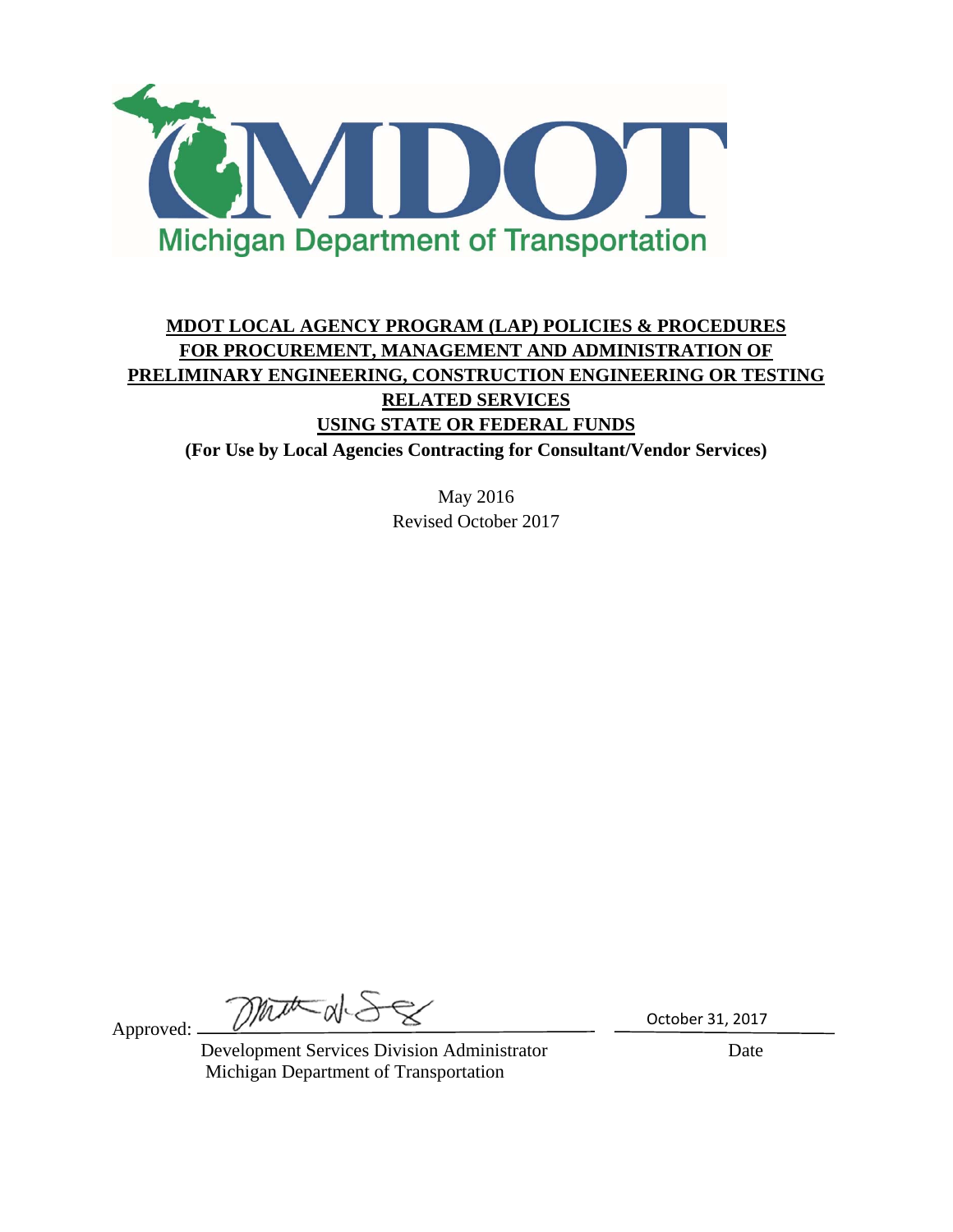Michigan Department of Transportation

# MDOT LOCAL AGENCY PROGRAM (LAP) POLICIES & PROCEDURES FOR PROCUREMENT, MANAGEMENT AND ADMINISTRATION OF PRELIMINARY ENGINEERING, CONSTRUCTION ENGINEERING OR TESTING RELATED SERVICES USING STATE OR FEDERAL FUNDS

**(For Use by Local Agencies Contracting for Consultant/Vendor Services)**

May 2016

Revised October 2017

Approved: ______________________________ October 31, 2017

Development Services Division Administrator — Date

Michigan Department of Transportation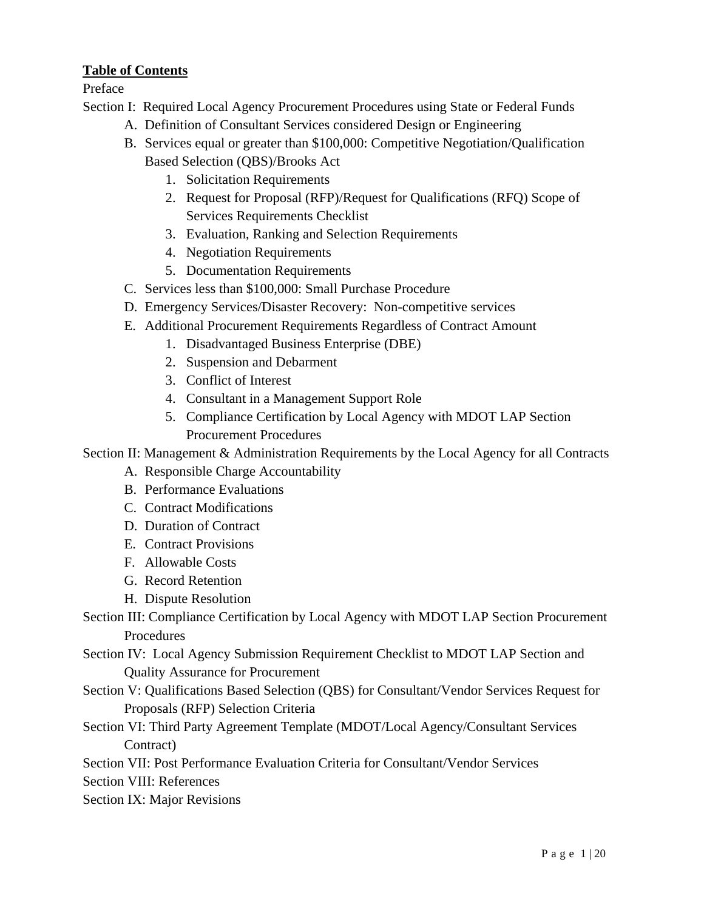**Table of Contents**

Preface

Section I: Required Local Agency Procurement Procedures using State or Federal Funds

- A. Definition of Consultant Services considered Design or Engineering
- B. Services equal or greater than $100,000: Competitive Negotiation/Qualification Based Selection (QBS)/Brooks Act
  1. Solicitation Requirements
  2. Request for Proposal (RFP)/Request for Qualifications (RFQ) Scope of Services Requirements Checklist
  3. Evaluation, Ranking and Selection Requirements
  4. Negotiation Requirements
  5. Documentation Requirements
- C. Services less than $100,000: Small Purchase Procedure
- D. Emergency Services/Disaster Recovery: Non-competitive services
- E. Additional Procurement Requirements Regardless of Contract Amount
  1. Disadvantaged Business Enterprise (DBE)
  2. Suspension and Debarment
  3. Conflict of Interest
  4. Consultant in a Management Support Role
  5. Compliance Certification by Local Agency with MDOT LAP Section Procurement Procedures

Section II: Management & Administration Requirements by the Local Agency for all Contracts

- A. Responsible Charge Accountability
- B. Performance Evaluations
- C. Contract Modifications
- D. Duration of Contract
- E. Contract Provisions
- F. Allowable Costs
- G. Record Retention
- H. Dispute Resolution

Section III: Compliance Certification by Local Agency with MDOT LAP Section Procurement Procedures

Section IV: Local Agency Submission Requirement Checklist to MDOT LAP Section and Quality Assurance for Procurement

Section V: Qualifications Based Selection (QBS) for Consultant/Vendor Services Request for Proposals (RFP) Selection Criteria

Section VI: Third Party Agreement Template (MDOT/Local Agency/Consultant Services Contract)

Section VII: Post Performance Evaluation Criteria for Consultant/Vendor Services

Section VIII: References

Section IX: Major Revisions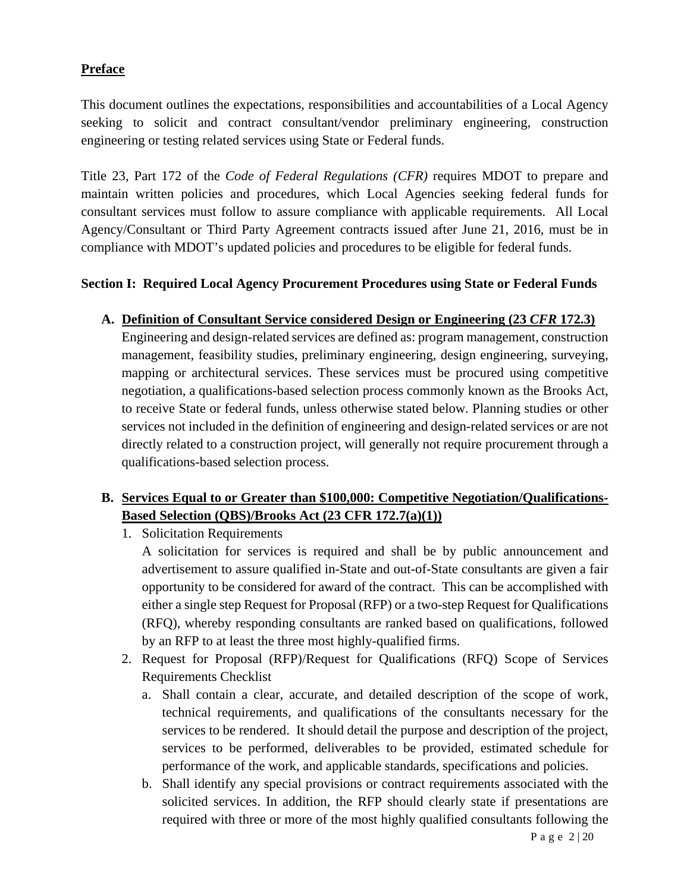## Preface

This document outlines the expectations, responsibilities and accountabilities of a Local Agency seeking to solicit and contract consultant/vendor preliminary engineering, construction engineering or testing related services using State or Federal funds.

Title 23, Part 172 of the *Code of Federal Regulations (CFR)* requires MDOT to prepare and maintain written policies and procedures, which Local Agencies seeking federal funds for consultant services must follow to assure compliance with applicable requirements. All Local Agency/Consultant or Third Party Agreement contracts issued after June 21, 2016, must be in compliance with MDOT's updated policies and procedures to be eligible for federal funds.

### Section I: Required Local Agency Procurement Procedures using State or Federal Funds

**A. Definition of Consultant Service considered Design or Engineering (23 *CFR* 172.3)**

Engineering and design-related services are defined as: program management, construction management, feasibility studies, preliminary engineering, design engineering, surveying, mapping or architectural services. These services must be procured using competitive negotiation, a qualifications-based selection process commonly known as the Brooks Act, to receive State or federal funds, unless otherwise stated below. Planning studies or other services not included in the definition of engineering and design-related services or are not directly related to a construction project, will generally not require procurement through a qualifications-based selection process.

**B. Services Equal to or Greater than $100,000: Competitive Negotiation/Qualifications-Based Selection (QBS)/Brooks Act (23 CFR 172.7(a)(1))**

1. Solicitation Requirements

   A solicitation for services is required and shall be by public announcement and advertisement to assure qualified in-State and out-of-State consultants are given a fair opportunity to be considered for award of the contract. This can be accomplished with either a single step Request for Proposal (RFP) or a two-step Request for Qualifications (RFQ), whereby responding consultants are ranked based on qualifications, followed by an RFP to at least the three most highly-qualified firms.

2. Request for Proposal (RFP)/Request for Qualifications (RFQ) Scope of Services Requirements Checklist

   a. Shall contain a clear, accurate, and detailed description of the scope of work, technical requirements, and qualifications of the consultants necessary for the services to be rendered. It should detail the purpose and description of the project, services to be performed, deliverables to be provided, estimated schedule for performance of the work, and applicable standards, specifications and policies.

   b. Shall identify any special provisions or contract requirements associated with the solicited services. In addition, the RFP should clearly state if presentations are required with three or more of the most highly qualified consultants following the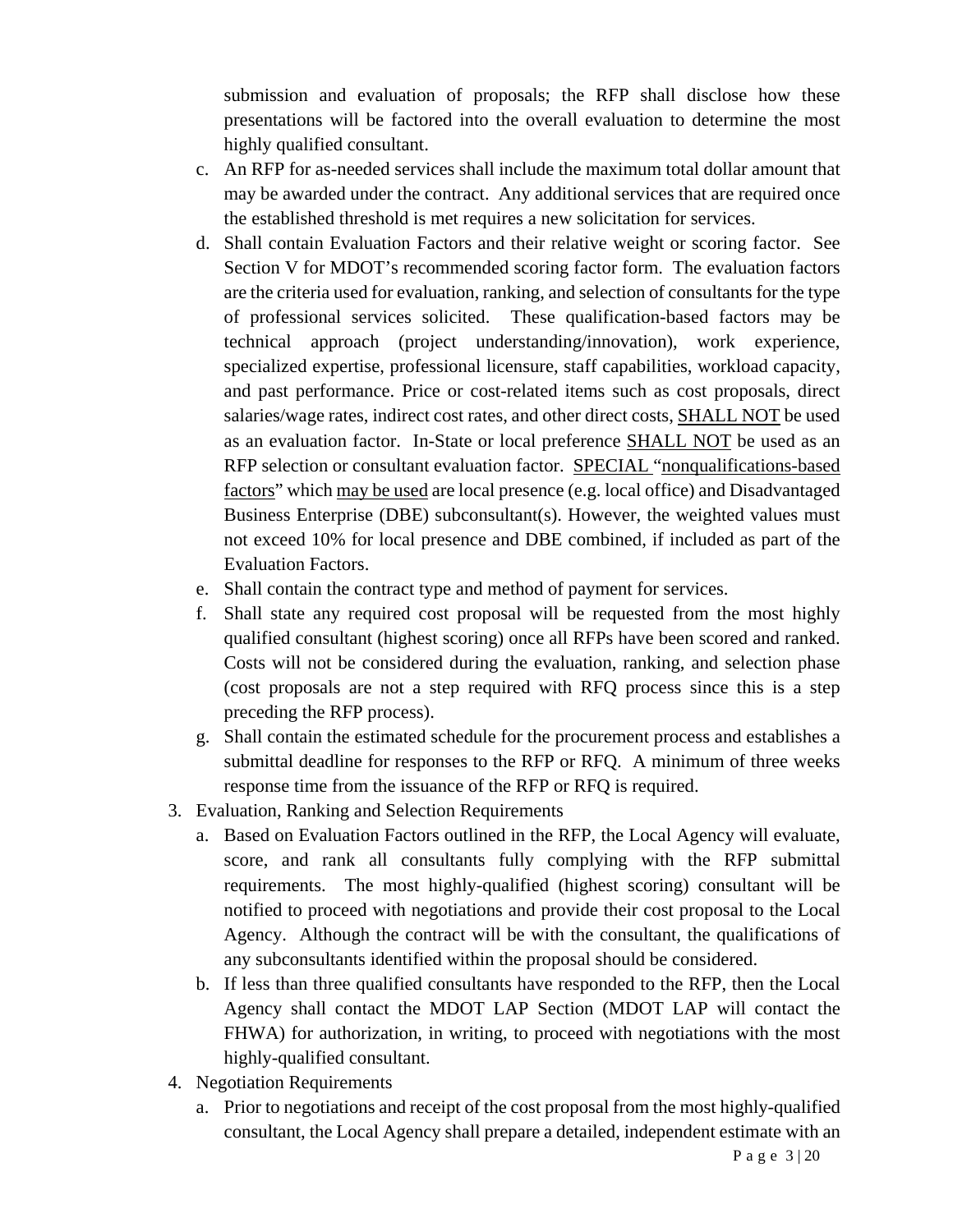submission and evaluation of proposals; the RFP shall disclose how these presentations will be factored into the overall evaluation to determine the most highly qualified consultant.

c. An RFP for as-needed services shall include the maximum total dollar amount that may be awarded under the contract. Any additional services that are required once the established threshold is met requires a new solicitation for services.

d. Shall contain Evaluation Factors and their relative weight or scoring factor. See Section V for MDOT's recommended scoring factor form. The evaluation factors are the criteria used for evaluation, ranking, and selection of consultants for the type of professional services solicited. These qualification-based factors may be technical approach (project understanding/innovation), work experience, specialized expertise, professional licensure, staff capabilities, workload capacity, and past performance. Price or cost-related items such as cost proposals, direct salaries/wage rates, indirect cost rates, and other direct costs, <u>SHALL NOT</u> be used as an evaluation factor. In-State or local preference <u>SHALL NOT</u> be used as an RFP selection or consultant evaluation factor. <u>SPECIAL</u> "<u>nonqualifications-based factors</u>" which <u>may be used</u> are local presence (e.g. local office) and Disadvantaged Business Enterprise (DBE) subconsultant(s). However, the weighted values must not exceed 10% for local presence and DBE combined, if included as part of the Evaluation Factors.

e. Shall contain the contract type and method of payment for services.

f. Shall state any required cost proposal will be requested from the most highly qualified consultant (highest scoring) once all RFPs have been scored and ranked. Costs will not be considered during the evaluation, ranking, and selection phase (cost proposals are not a step required with RFQ process since this is a step preceding the RFP process).

g. Shall contain the estimated schedule for the procurement process and establishes a submittal deadline for responses to the RFP or RFQ. A minimum of three weeks response time from the issuance of the RFP or RFQ is required.

3. Evaluation, Ranking and Selection Requirements

   a. Based on Evaluation Factors outlined in the RFP, the Local Agency will evaluate, score, and rank all consultants fully complying with the RFP submittal requirements. The most highly-qualified (highest scoring) consultant will be notified to proceed with negotiations and provide their cost proposal to the Local Agency. Although the contract will be with the consultant, the qualifications of any subconsultants identified within the proposal should be considered.

   b. If less than three qualified consultants have responded to the RFP, then the Local Agency shall contact the MDOT LAP Section (MDOT LAP will contact the FHWA) for authorization, in writing, to proceed with negotiations with the most highly-qualified consultant.

4. Negotiation Requirements

   a. Prior to negotiations and receipt of the cost proposal from the most highly-qualified consultant, the Local Agency shall prepare a detailed, independent estimate with an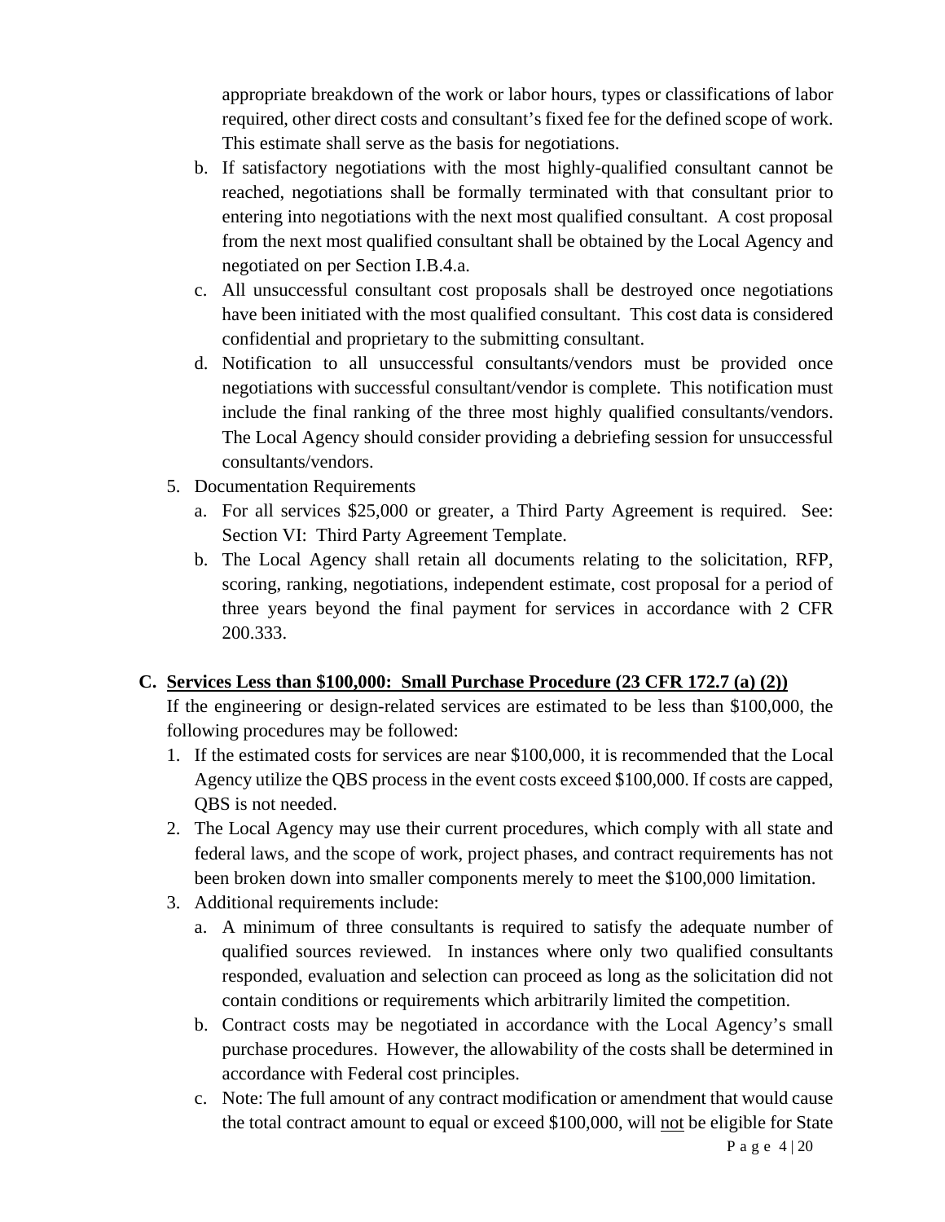appropriate breakdown of the work or labor hours, types or classifications of labor required, other direct costs and consultant's fixed fee for the defined scope of work. This estimate shall serve as the basis for negotiations.

b. If satisfactory negotiations with the most highly-qualified consultant cannot be reached, negotiations shall be formally terminated with that consultant prior to entering into negotiations with the next most qualified consultant. A cost proposal from the next most qualified consultant shall be obtained by the Local Agency and negotiated on per Section I.B.4.a.

c. All unsuccessful consultant cost proposals shall be destroyed once negotiations have been initiated with the most qualified consultant. This cost data is considered confidential and proprietary to the submitting consultant.

d. Notification to all unsuccessful consultants/vendors must be provided once negotiations with successful consultant/vendor is complete. This notification must include the final ranking of the three most highly qualified consultants/vendors. The Local Agency should consider providing a debriefing session for unsuccessful consultants/vendors.

5. Documentation Requirements
   a. For all services $25,000 or greater, a Third Party Agreement is required. See: Section VI: Third Party Agreement Template.
   b. The Local Agency shall retain all documents relating to the solicitation, RFP, scoring, ranking, negotiations, independent estimate, cost proposal for a period of three years beyond the final payment for services in accordance with 2 CFR 200.333.

## C. <u>Services Less than $100,000: Small Purchase Procedure (23 CFR 172.7 (a) (2))</u>

If the engineering or design-related services are estimated to be less than $100,000, the following procedures may be followed:

1. If the estimated costs for services are near $100,000, it is recommended that the Local Agency utilize the QBS process in the event costs exceed $100,000. If costs are capped, QBS is not needed.
2. The Local Agency may use their current procedures, which comply with all state and federal laws, and the scope of work, project phases, and contract requirements has not been broken down into smaller components merely to meet the $100,000 limitation.
3. Additional requirements include:
   a. A minimum of three consultants is required to satisfy the adequate number of qualified sources reviewed. In instances where only two qualified consultants responded, evaluation and selection can proceed as long as the solicitation did not contain conditions or requirements which arbitrarily limited the competition.
   b. Contract costs may be negotiated in accordance with the Local Agency's small purchase procedures. However, the allowability of the costs shall be determined in accordance with Federal cost principles.
   c. Note: The full amount of any contract modification or amendment that would cause the total contract amount to equal or exceed $100,000, will <u>not</u> be eligible for State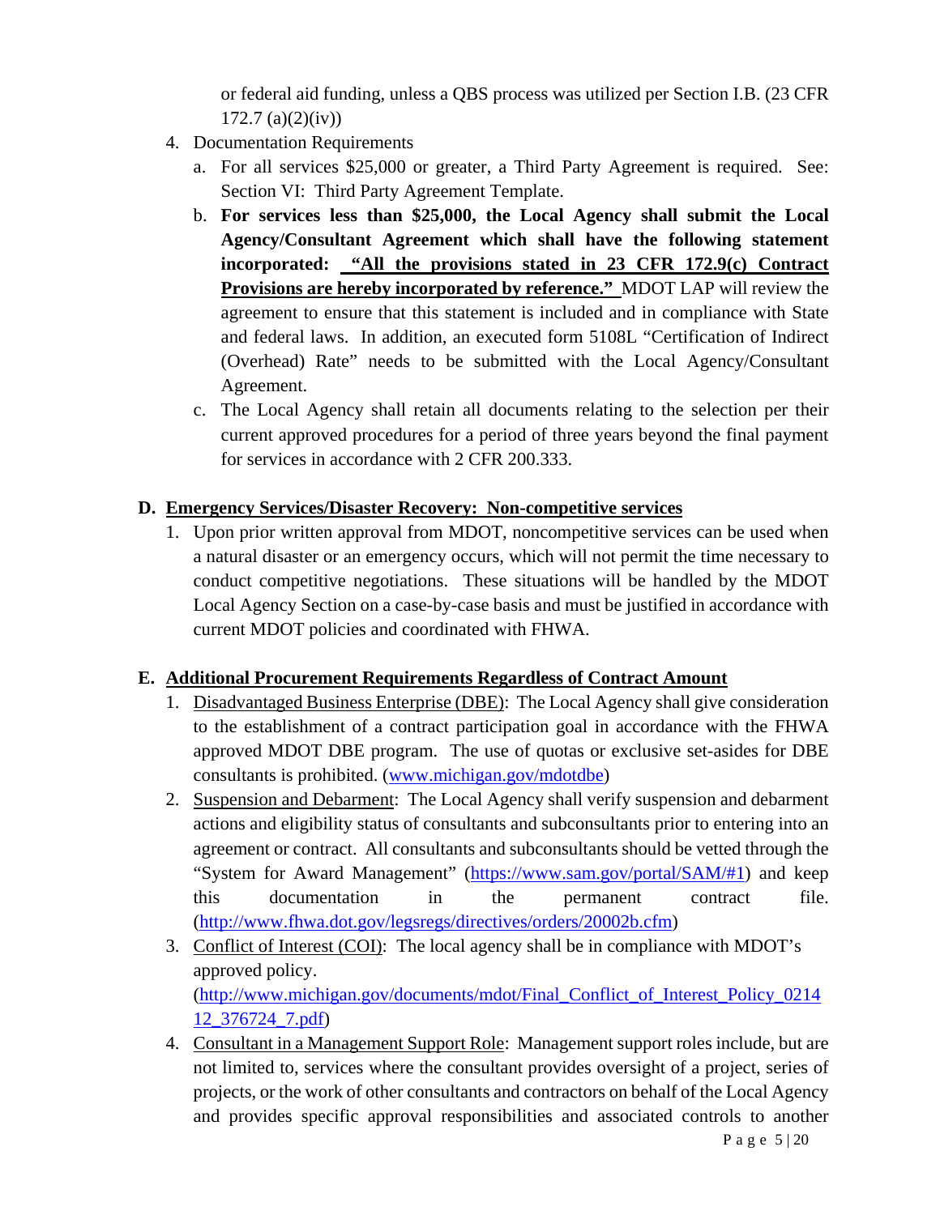or federal aid funding, unless a QBS process was utilized per Section I.B. (23 CFR 172.7 (a)(2)(iv))

4. Documentation Requirements
   a. For all services $25,000 or greater, a Third Party Agreement is required. See: Section VI: Third Party Agreement Template.
   b. **For services less than $25,000, the Local Agency shall submit the Local Agency/Consultant Agreement which shall have the following statement incorporated: "All the provisions stated in 23 CFR 172.9(c) Contract Provisions are hereby incorporated by reference."** MDOT LAP will review the agreement to ensure that this statement is included and in compliance with State and federal laws. In addition, an executed form 5108L "Certification of Indirect (Overhead) Rate" needs to be submitted with the Local Agency/Consultant Agreement.
   c. The Local Agency shall retain all documents relating to the selection per their current approved procedures for a period of three years beyond the final payment for services in accordance with 2 CFR 200.333.

**D. Emergency Services/Disaster Recovery: Non-competitive services**

1. Upon prior written approval from MDOT, noncompetitive services can be used when a natural disaster or an emergency occurs, which will not permit the time necessary to conduct competitive negotiations. These situations will be handled by the MDOT Local Agency Section on a case-by-case basis and must be justified in accordance with current MDOT policies and coordinated with FHWA.

**E. Additional Procurement Requirements Regardless of Contract Amount**

1. Disadvantaged Business Enterprise (DBE): The Local Agency shall give consideration to the establishment of a contract participation goal in accordance with the FHWA approved MDOT DBE program. The use of quotas or exclusive set-asides for DBE consultants is prohibited. (www.michigan.gov/mdotdbe)
2. Suspension and Debarment: The Local Agency shall verify suspension and debarment actions and eligibility status of consultants and subconsultants prior to entering into an agreement or contract. All consultants and subconsultants should be vetted through the "System for Award Management" (https://www.sam.gov/portal/SAM/#1) and keep this documentation in the permanent contract file. (http://www.fhwa.dot.gov/legsregs/directives/orders/20002b.cfm)
3. Conflict of Interest (COI): The local agency shall be in compliance with MDOT's approved policy. (http://www.michigan.gov/documents/mdot/Final_Conflict_of_Interest_Policy_021412_376724_7.pdf)
4. Consultant in a Management Support Role: Management support roles include, but are not limited to, services where the consultant provides oversight of a project, series of projects, or the work of other consultants and contractors on behalf of the Local Agency and provides specific approval responsibilities and associated controls to another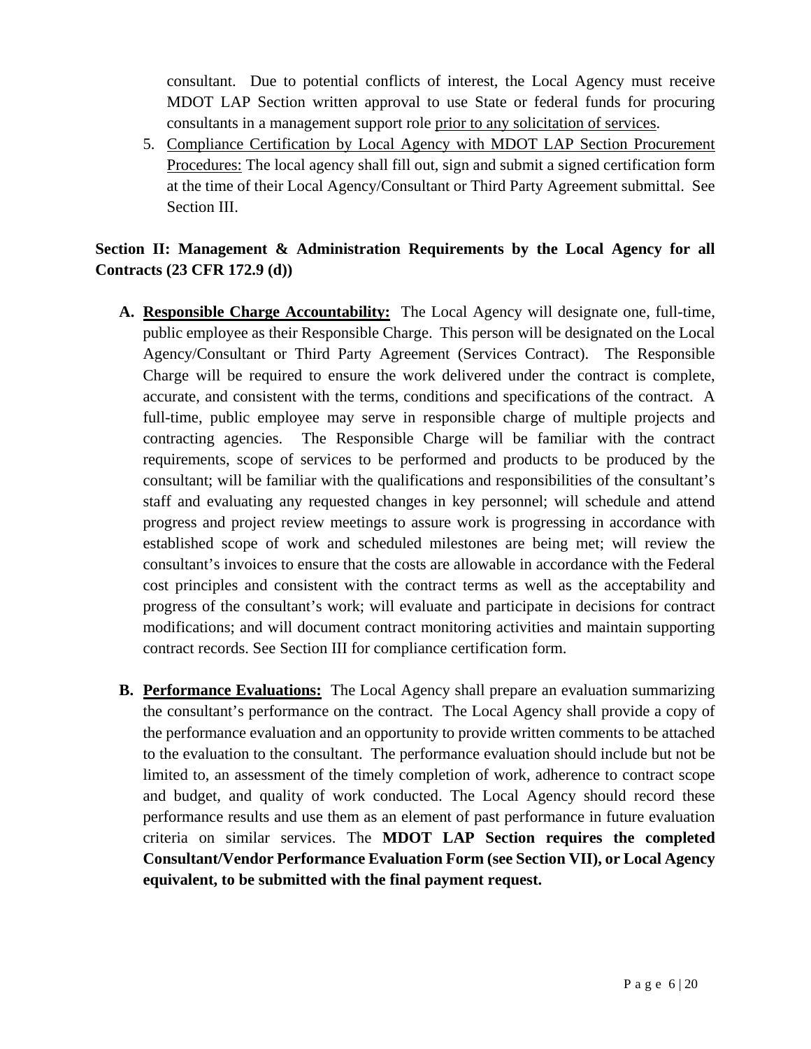consultant. Due to potential conflicts of interest, the Local Agency must receive MDOT LAP Section written approval to use State or federal funds for procuring consultants in a management support role prior to any solicitation of services.

5. Compliance Certification by Local Agency with MDOT LAP Section Procurement Procedures: The local agency shall fill out, sign and submit a signed certification form at the time of their Local Agency/Consultant or Third Party Agreement submittal. See Section III.

## Section II: Management & Administration Requirements by the Local Agency for all Contracts (23 CFR 172.9 (d))

**A. Responsible Charge Accountability:** The Local Agency will designate one, full-time, public employee as their Responsible Charge. This person will be designated on the Local Agency/Consultant or Third Party Agreement (Services Contract). The Responsible Charge will be required to ensure the work delivered under the contract is complete, accurate, and consistent with the terms, conditions and specifications of the contract. A full-time, public employee may serve in responsible charge of multiple projects and contracting agencies. The Responsible Charge will be familiar with the contract requirements, scope of services to be performed and products to be produced by the consultant; will be familiar with the qualifications and responsibilities of the consultant's staff and evaluating any requested changes in key personnel; will schedule and attend progress and project review meetings to assure work is progressing in accordance with established scope of work and scheduled milestones are being met; will review the consultant's invoices to ensure that the costs are allowable in accordance with the Federal cost principles and consistent with the contract terms as well as the acceptability and progress of the consultant's work; will evaluate and participate in decisions for contract modifications; and will document contract monitoring activities and maintain supporting contract records. See Section III for compliance certification form.

**B. Performance Evaluations:** The Local Agency shall prepare an evaluation summarizing the consultant's performance on the contract. The Local Agency shall provide a copy of the performance evaluation and an opportunity to provide written comments to be attached to the evaluation to the consultant. The performance evaluation should include but not be limited to, an assessment of the timely completion of work, adherence to contract scope and budget, and quality of work conducted. The Local Agency should record these performance results and use them as an element of past performance in future evaluation criteria on similar services. The **MDOT LAP Section requires the completed Consultant/Vendor Performance Evaluation Form (see Section VII), or Local Agency equivalent, to be submitted with the final payment request.**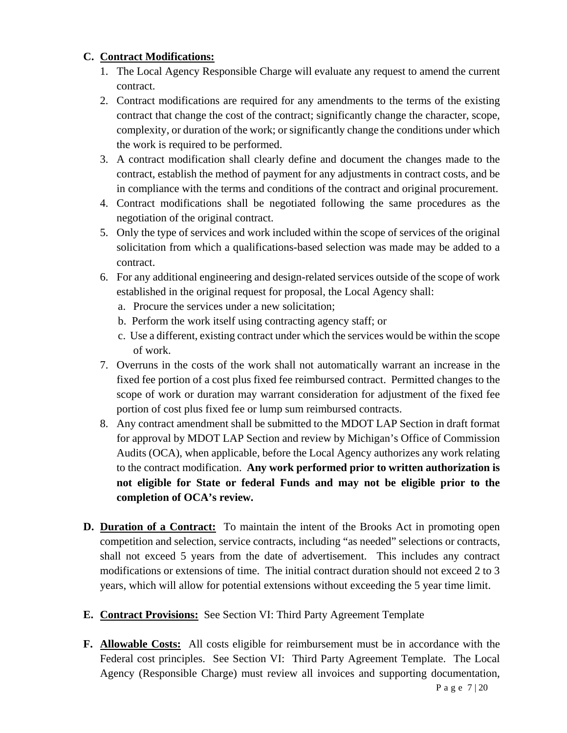**C. <u>Contract Modifications:</u>**

1. The Local Agency Responsible Charge will evaluate any request to amend the current contract.
2. Contract modifications are required for any amendments to the terms of the existing contract that change the cost of the contract; significantly change the character, scope, complexity, or duration of the work; or significantly change the conditions under which the work is required to be performed.
3. A contract modification shall clearly define and document the changes made to the contract, establish the method of payment for any adjustments in contract costs, and be in compliance with the terms and conditions of the contract and original procurement.
4. Contract modifications shall be negotiated following the same procedures as the negotiation of the original contract.
5. Only the type of services and work included within the scope of services of the original solicitation from which a qualifications-based selection was made may be added to a contract.
6. For any additional engineering and design-related services outside of the scope of work established in the original request for proposal, the Local Agency shall:
   a. Procure the services under a new solicitation;
   b. Perform the work itself using contracting agency staff; or
   c. Use a different, existing contract under which the services would be within the scope of work.
7. Overruns in the costs of the work shall not automatically warrant an increase in the fixed fee portion of a cost plus fixed fee reimbursed contract. Permitted changes to the scope of work or duration may warrant consideration for adjustment of the fixed fee portion of cost plus fixed fee or lump sum reimbursed contracts.
8. Any contract amendment shall be submitted to the MDOT LAP Section in draft format for approval by MDOT LAP Section and review by Michigan's Office of Commission Audits (OCA), when applicable, before the Local Agency authorizes any work relating to the contract modification. **Any work performed prior to written authorization is not eligible for State or federal Funds and may not be eligible prior to the completion of OCA's review.**

**D. <u>Duration of a Contract:</u>** To maintain the intent of the Brooks Act in promoting open competition and selection, service contracts, including "as needed" selections or contracts, shall not exceed 5 years from the date of advertisement. This includes any contract modifications or extensions of time. The initial contract duration should not exceed 2 to 3 years, which will allow for potential extensions without exceeding the 5 year time limit.

**E. <u>Contract Provisions:</u>** See Section VI: Third Party Agreement Template

**F. <u>Allowable Costs:</u>** All costs eligible for reimbursement must be in accordance with the Federal cost principles. See Section VI: Third Party Agreement Template. The Local Agency (Responsible Charge) must review all invoices and supporting documentation,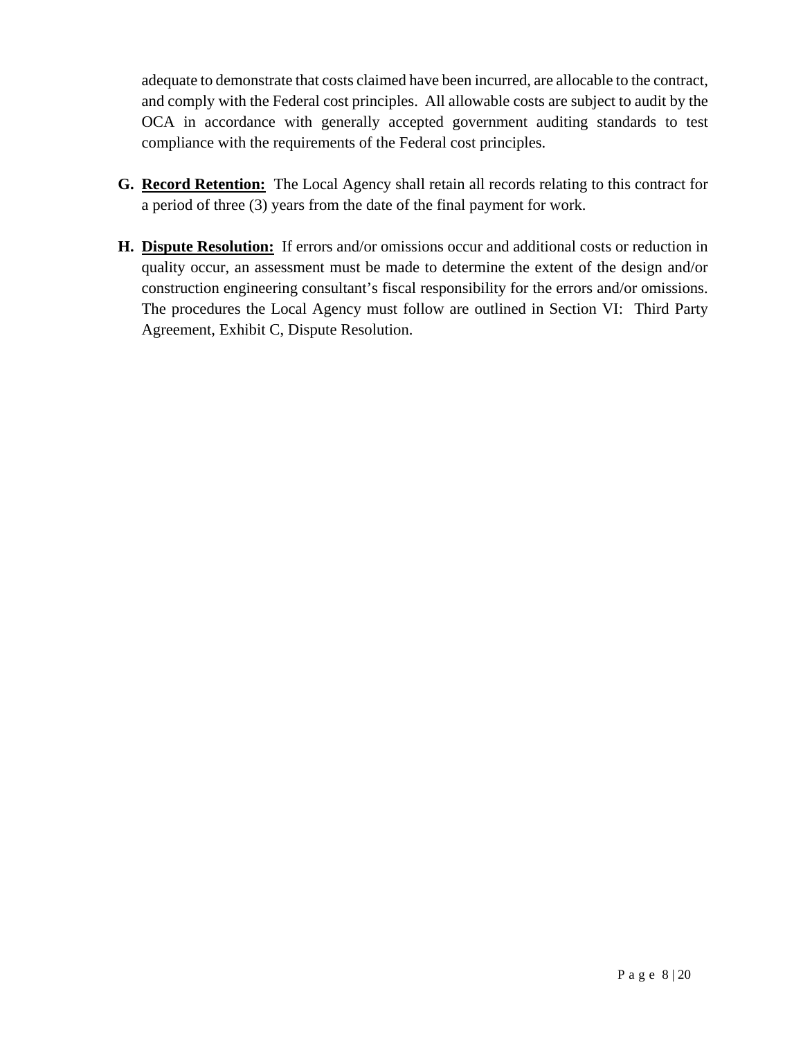adequate to demonstrate that costs claimed have been incurred, are allocable to the contract, and comply with the Federal cost principles. All allowable costs are subject to audit by the OCA in accordance with generally accepted government auditing standards to test compliance with the requirements of the Federal cost principles.

**G.** **Record Retention:** The Local Agency shall retain all records relating to this contract for a period of three (3) years from the date of the final payment for work.

**H.** **Dispute Resolution:** If errors and/or omissions occur and additional costs or reduction in quality occur, an assessment must be made to determine the extent of the design and/or construction engineering consultant's fiscal responsibility for the errors and/or omissions. The procedures the Local Agency must follow are outlined in Section VI: Third Party Agreement, Exhibit C, Dispute Resolution.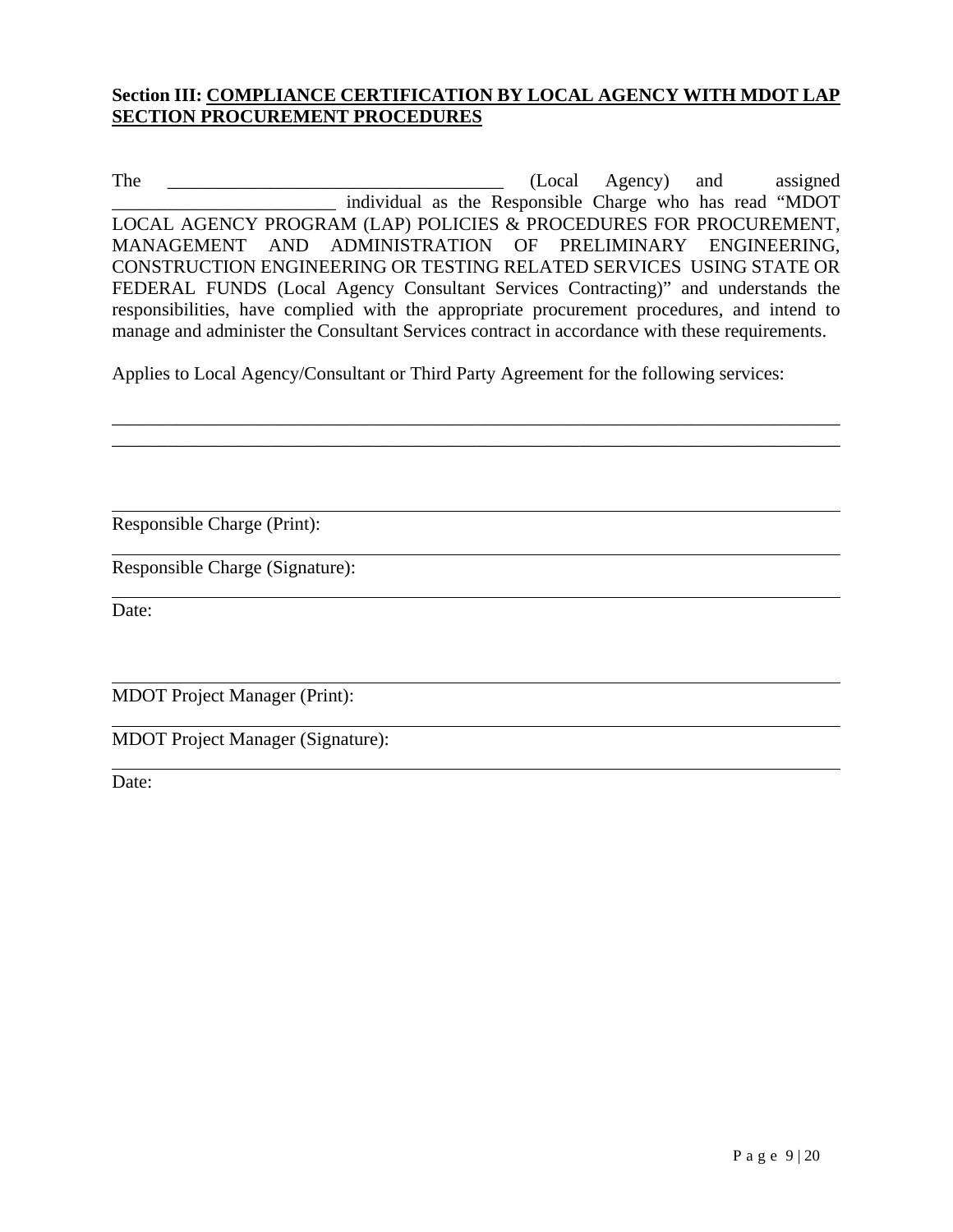**Section III: COMPLIANCE CERTIFICATION BY LOCAL AGENCY WITH MDOT LAP SECTION PROCUREMENT PROCEDURES**

The ____________________________________ (Local Agency) and assigned ________________________ individual as the Responsible Charge who has read "MDOT LOCAL AGENCY PROGRAM (LAP) POLICIES & PROCEDURES FOR PROCUREMENT, MANAGEMENT AND ADMINISTRATION OF PRELIMINARY ENGINEERING, CONSTRUCTION ENGINEERING OR TESTING RELATED SERVICES USING STATE OR FEDERAL FUNDS (Local Agency Consultant Services Contracting)" and understands the responsibilities, have complied with the appropriate procurement procedures, and intend to manage and administer the Consultant Services contract in accordance with these requirements.

Applies to Local Agency/Consultant or Third Party Agreement for the following services:

________________________________________________________________________________

________________________________________________________________________________

________________________________________________________________________________

Responsible Charge (Print):

________________________________________________________________________________

Responsible Charge (Signature):

________________________________________________________________________________

Date:

________________________________________________________________________________

MDOT Project Manager (Print):

________________________________________________________________________________

MDOT Project Manager (Signature):

________________________________________________________________________________

Date: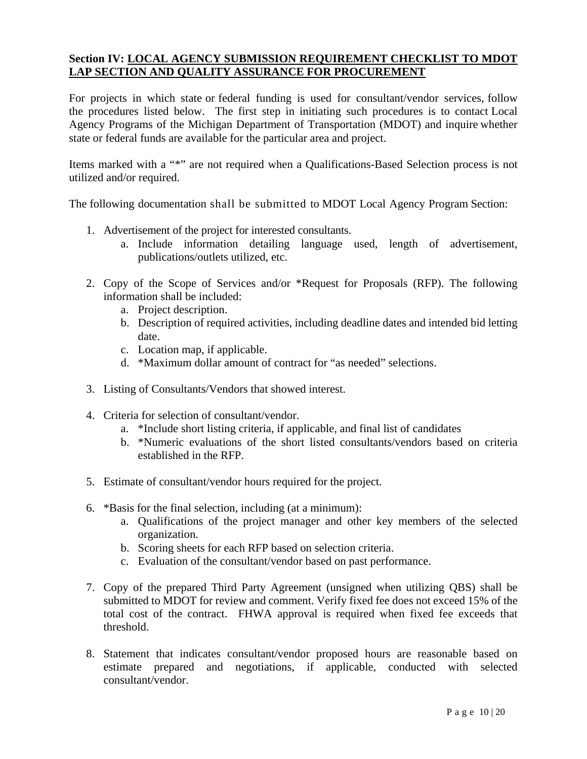## Section IV: <u>LOCAL AGENCY SUBMISSION REQUIREMENT CHECKLIST TO MDOT LAP SECTION AND QUALITY ASSURANCE FOR PROCUREMENT</u>

For projects in which state or federal funding is used for consultant/vendor services, follow the procedures listed below. The first step in initiating such procedures is to contact Local Agency Programs of the Michigan Department of Transportation (MDOT) and inquire whether state or federal funds are available for the particular area and project.

Items marked with a "*" are not required when a Qualifications-Based Selection process is not utilized and/or required.

The following documentation shall be submitted to MDOT Local Agency Program Section:

1. Advertisement of the project for interested consultants.
   a. Include information detailing language used, length of advertisement, publications/outlets utilized, etc.

2. Copy of the Scope of Services and/or *Request for Proposals (RFP). The following information shall be included:
   a. Project description.
   b. Description of required activities, including deadline dates and intended bid letting date.
   c. Location map, if applicable.
   d. *Maximum dollar amount of contract for "as needed" selections.

3. Listing of Consultants/Vendors that showed interest.

4. Criteria for selection of consultant/vendor.
   a. *Include short listing criteria, if applicable, and final list of candidates
   b. *Numeric evaluations of the short listed consultants/vendors based on criteria established in the RFP.

5. Estimate of consultant/vendor hours required for the project.

6. *Basis for the final selection, including (at a minimum):
   a. Qualifications of the project manager and other key members of the selected organization.
   b. Scoring sheets for each RFP based on selection criteria.
   c. Evaluation of the consultant/vendor based on past performance.

7. Copy of the prepared Third Party Agreement (unsigned when utilizing QBS) shall be submitted to MDOT for review and comment. Verify fixed fee does not exceed 15% of the total cost of the contract. FHWA approval is required when fixed fee exceeds that threshold.

8. Statement that indicates consultant/vendor proposed hours are reasonable based on estimate prepared and negotiations, if applicable, conducted with selected consultant/vendor.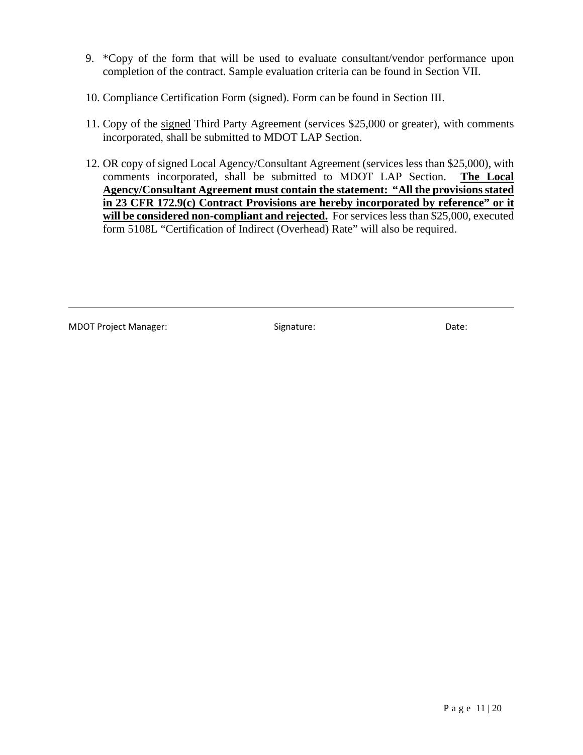9. *Copy of the form that will be used to evaluate consultant/vendor performance upon completion of the contract. Sample evaluation criteria can be found in Section VII.

10. Compliance Certification Form (signed). Form can be found in Section III.

11. Copy of the <u>signed</u> Third Party Agreement (services $25,000 or greater), with comments incorporated, shall be submitted to MDOT LAP Section.

12. OR copy of signed Local Agency/Consultant Agreement (services less than $25,000), with comments incorporated, shall be submitted to MDOT LAP Section. **<u>The Local Agency/Consultant Agreement must contain the statement: "All the provisions stated in 23 CFR 172.9(c) Contract Provisions are hereby incorporated by reference" or it will be considered non-compliant and rejected.</u>** For services less than $25,000, executed form 5108L "Certification of Indirect (Overhead) Rate" will also be required.

---

MDOT Project Manager: Signature: Date: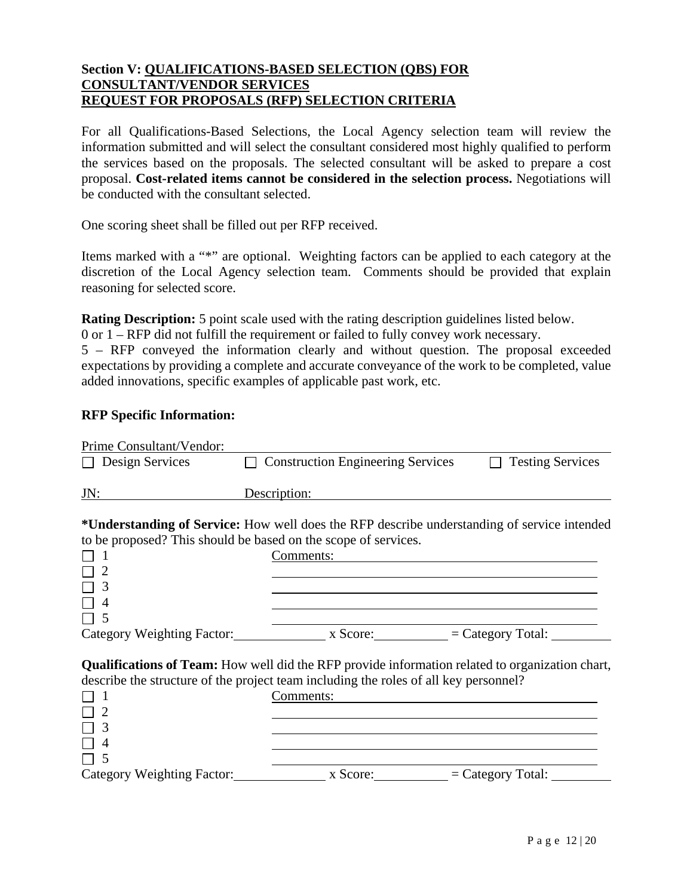**Section V: <u>QUALIFICATIONS-BASED SELECTION (QBS) FOR CONSULTANT/VENDOR SERVICES</u>**
**<u>REQUEST FOR PROPOSALS (RFP) SELECTION CRITERIA</u>**

For all Qualifications-Based Selections, the Local Agency selection team will review the information submitted and will select the consultant considered most highly qualified to perform the services based on the proposals. The selected consultant will be asked to prepare a cost proposal. **Cost-related items cannot be considered in the selection process.** Negotiations will be conducted with the consultant selected.

One scoring sheet shall be filled out per RFP received.

Items marked with a "*" are optional. Weighting factors can be applied to each category at the discretion of the Local Agency selection team. Comments should be provided that explain reasoning for selected score.

**Rating Description:** 5 point scale used with the rating description guidelines listed below.
0 or 1 – RFP did not fulfill the requirement or failed to fully convey work necessary.
5 – RFP conveyed the information clearly and without question. The proposal exceeded expectations by providing a complete and accurate conveyance of the work to be completed, value added innovations, specific examples of applicable past work, etc.

**RFP Specific Information:**

Prime Consultant/Vendor: ____________________

☐ Design Services ☐ Construction Engineering Services ☐ Testing Services

JN: ____________ Description: ____________________

***Understanding of Service:** How well does the RFP describe understanding of service intended to be proposed? This should be based on the scope of services.

☐ 1 Comments: ____________________
☐ 2 ____________________
☐ 3 ____________________
☐ 4 ____________________
☐ 5 ____________________

Category Weighting Factor: ________ x Score: ________ = Category Total: ________

**Qualifications of Team:** How well did the RFP provide information related to organization chart, describe the structure of the project team including the roles of all key personnel?

☐ 1 Comments: ____________________
☐ 2 ____________________
☐ 3 ____________________
☐ 4 ____________________
☐ 5 ____________________

Category Weighting Factor: ________ x Score: ________ = Category Total: ________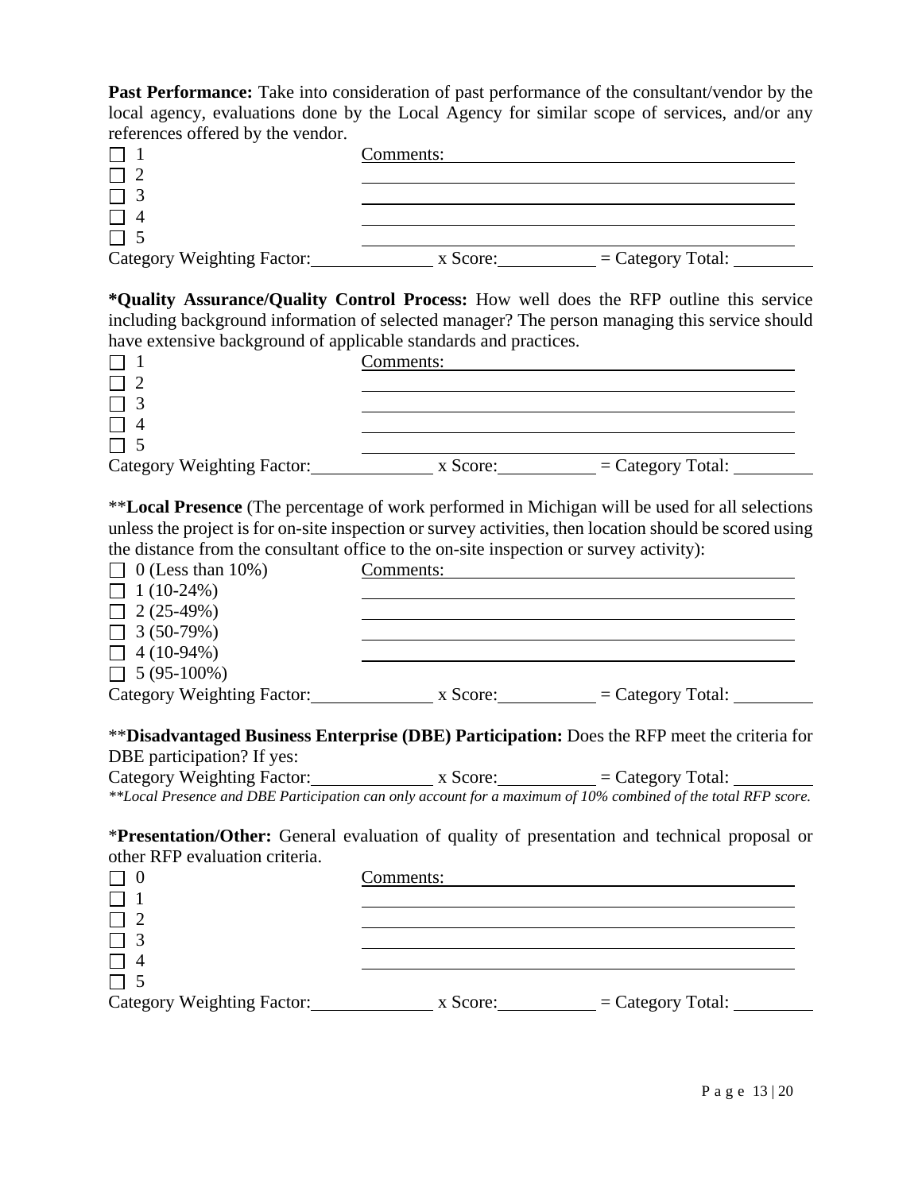**Past Performance:** Take into consideration of past performance of the consultant/vendor by the local agency, evaluations done by the Local Agency for similar scope of services, and/or any references offered by the vendor.

- ☐ 1
- ☐ 2
- ☐ 3
- ☐ 4
- ☐ 5

Comments: ______________________________

Category Weighting Factor: __________ x Score: __________ = Category Total: __________

**\*Quality Assurance/Quality Control Process:** How well does the RFP outline this service including background information of selected manager? The person managing this service should have extensive background of applicable standards and practices.

- ☐ 1
- ☐ 2
- ☐ 3
- ☐ 4
- ☐ 5

Comments: ______________________________

Category Weighting Factor: __________ x Score: __________ = Category Total: __________

\*\***Local Presence** (The percentage of work performed in Michigan will be used for all selections unless the project is for on-site inspection or survey activities, then location should be scored using the distance from the consultant office to the on-site inspection or survey activity):

- ☐ 0 (Less than 10%)
- ☐ 1 (10-24%)
- ☐ 2 (25-49%)
- ☐ 3 (50-79%)
- ☐ 4 (10-94%)
- ☐ 5 (95-100%)

Comments: ______________________________

Category Weighting Factor: __________ x Score: __________ = Category Total: __________

\*\***Disadvantaged Business Enterprise (DBE) Participation:** Does the RFP meet the criteria for DBE participation? If yes:

Category Weighting Factor: __________ x Score: __________ = Category Total: __________

*\*\*Local Presence and DBE Participation can only account for a maximum of 10% combined of the total RFP score.*

\***Presentation/Other:** General evaluation of quality of presentation and technical proposal or other RFP evaluation criteria.

- ☐ 0
- ☐ 1
- ☐ 2
- ☐ 3
- ☐ 4
- ☐ 5

Comments: ______________________________

Category Weighting Factor: __________ x Score: __________ = Category Total: __________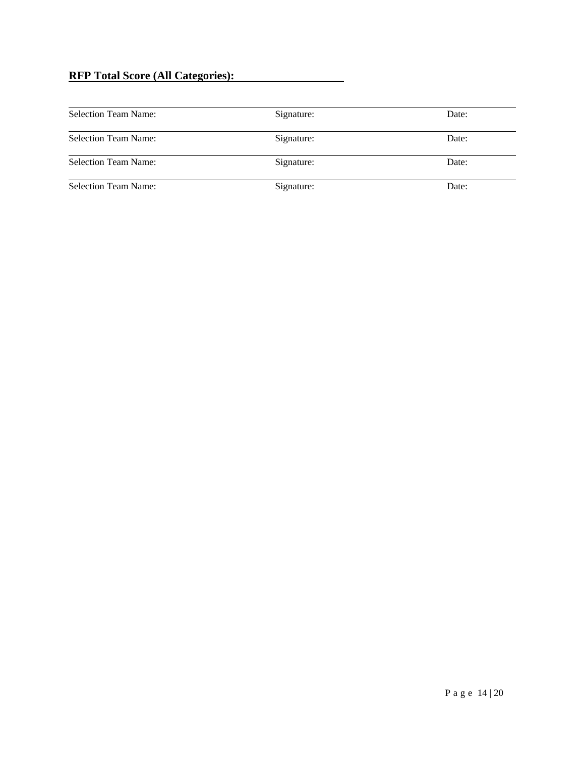**RFP Total Score (All Categories): \_\_\_\_\_\_\_\_\_\_\_\_\_\_\_\_\_\_\_\_**

| Selection Team Name: | Signature: | Date: |
|---|---|---|
| Selection Team Name: | Signature: | Date: |
| Selection Team Name: | Signature: | Date: |
| Selection Team Name: | Signature: | Date: |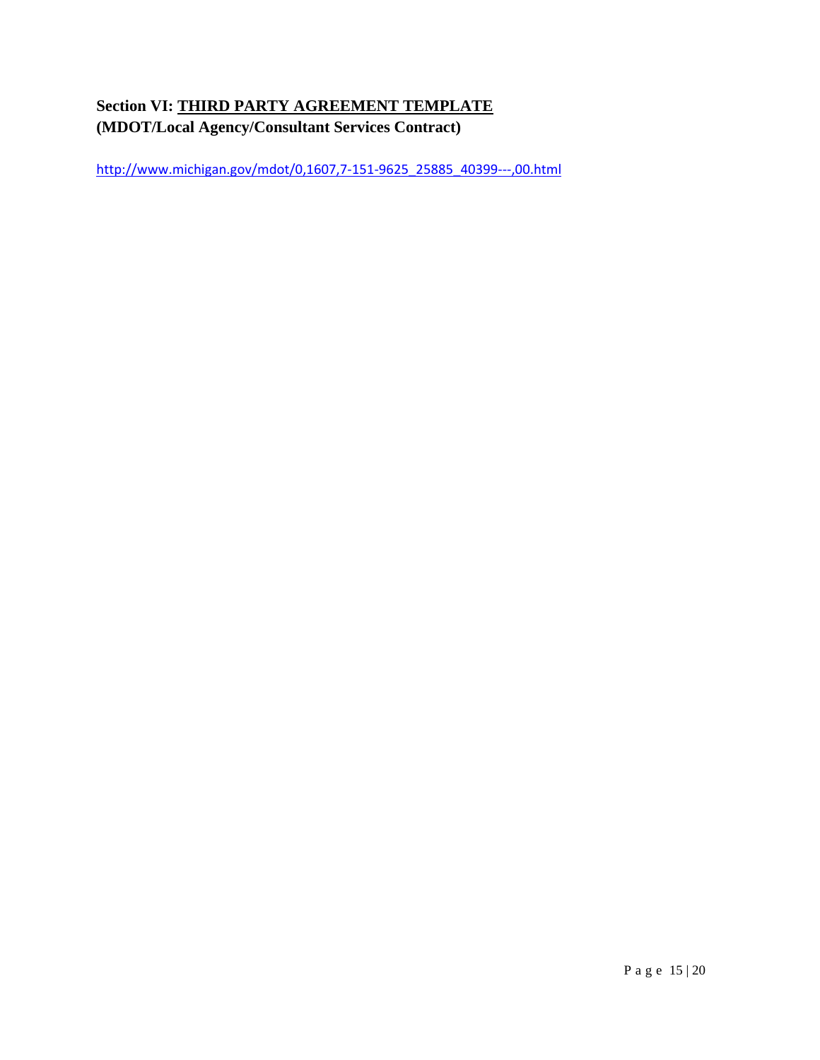## Section VI: <u>THIRD PARTY AGREEMENT TEMPLATE</u>

**(MDOT/Local Agency/Consultant Services Contract)**

http://www.michigan.gov/mdot/0,1607,7-151-9625_25885_40399---,00.html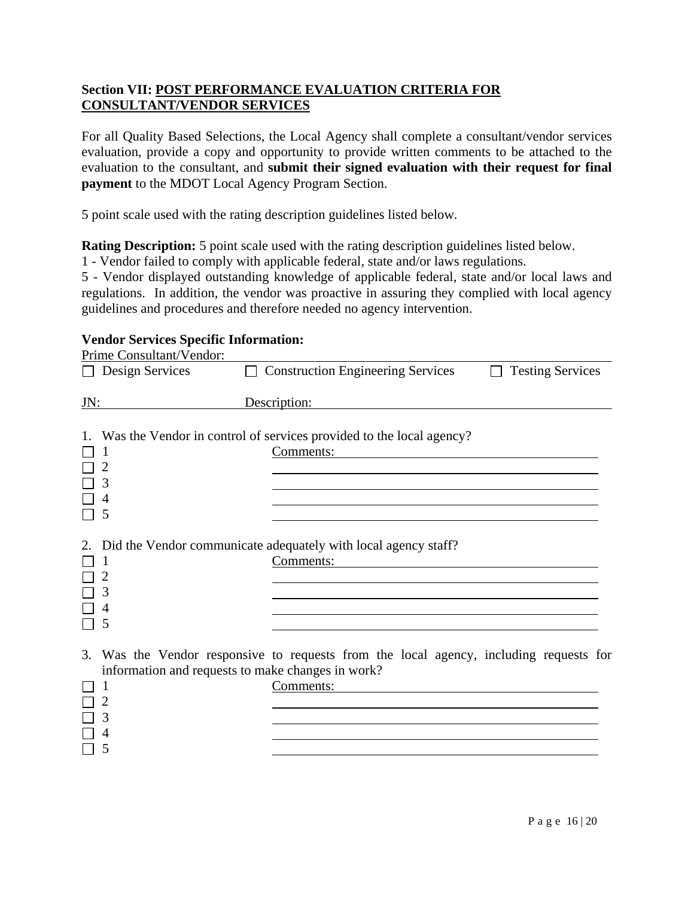## Section VII: POST PERFORMANCE EVALUATION CRITERIA FOR CONSULTANT/VENDOR SERVICES

For all Quality Based Selections, the Local Agency shall complete a consultant/vendor services evaluation, provide a copy and opportunity to provide written comments to be attached to the evaluation to the consultant, and **submit their signed evaluation with their request for final payment** to the MDOT Local Agency Program Section.

5 point scale used with the rating description guidelines listed below.

**Rating Description:** 5 point scale used with the rating description guidelines listed below.
1 - Vendor failed to comply with applicable federal, state and/or laws regulations.
5 - Vendor displayed outstanding knowledge of applicable federal, state and/or local laws and regulations. In addition, the vendor was proactive in assuring they complied with local agency guidelines and procedures and therefore needed no agency intervention.

**Vendor Services Specific Information:**

Prime Consultant/Vendor: ______________________________

☐ Design Services ☐ Construction Engineering Services ☐ Testing Services

JN: ____________ Description: ______________________________

1. Was the Vendor in control of services provided to the local agency?

☐ 1 Comments: ______________________________
☐ 2 ______________________________
☐ 3 ______________________________
☐ 4 ______________________________
☐ 5 ______________________________

2. Did the Vendor communicate adequately with local agency staff?

☐ 1 Comments: ______________________________
☐ 2 ______________________________
☐ 3 ______________________________
☐ 4 ______________________________
☐ 5 ______________________________

3. Was the Vendor responsive to requests from the local agency, including requests for information and requests to make changes in work?

☐ 1 Comments: ______________________________
☐ 2 ______________________________
☐ 3 ______________________________
☐ 4 ______________________________
☐ 5 ______________________________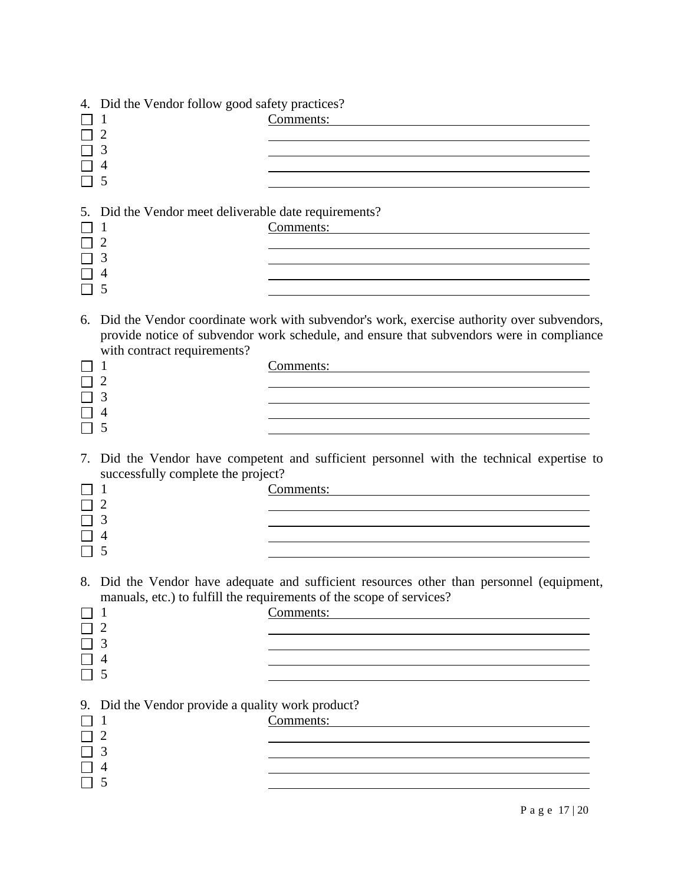4. Did the Vendor follow good safety practices?

- ☐ 1 Comments: ____________________________________________
- ☐ 2 ____________________________________________
- ☐ 3 ____________________________________________
- ☐ 4 ____________________________________________
- ☐ 5 ____________________________________________

5. Did the Vendor meet deliverable date requirements?

- ☐ 1 Comments: ____________________________________________
- ☐ 2 ____________________________________________
- ☐ 3 ____________________________________________
- ☐ 4 ____________________________________________
- ☐ 5 ____________________________________________

6. Did the Vendor coordinate work with subvendor's work, exercise authority over subvendors, provide notice of subvendor work schedule, and ensure that subvendors were in compliance with contract requirements?

- ☐ 1 Comments: ____________________________________________
- ☐ 2 ____________________________________________
- ☐ 3 ____________________________________________
- ☐ 4 ____________________________________________
- ☐ 5 ____________________________________________

7. Did the Vendor have competent and sufficient personnel with the technical expertise to successfully complete the project?

- ☐ 1 Comments: ____________________________________________
- ☐ 2 ____________________________________________
- ☐ 3 ____________________________________________
- ☐ 4 ____________________________________________
- ☐ 5 ____________________________________________

8. Did the Vendor have adequate and sufficient resources other than personnel (equipment, manuals, etc.) to fulfill the requirements of the scope of services?

- ☐ 1 Comments: ____________________________________________
- ☐ 2 ____________________________________________
- ☐ 3 ____________________________________________
- ☐ 4 ____________________________________________
- ☐ 5 ____________________________________________

9. Did the Vendor provide a quality work product?

- ☐ 1 Comments: ____________________________________________
- ☐ 2 ____________________________________________
- ☐ 3 ____________________________________________
- ☐ 4 ____________________________________________
- ☐ 5 ____________________________________________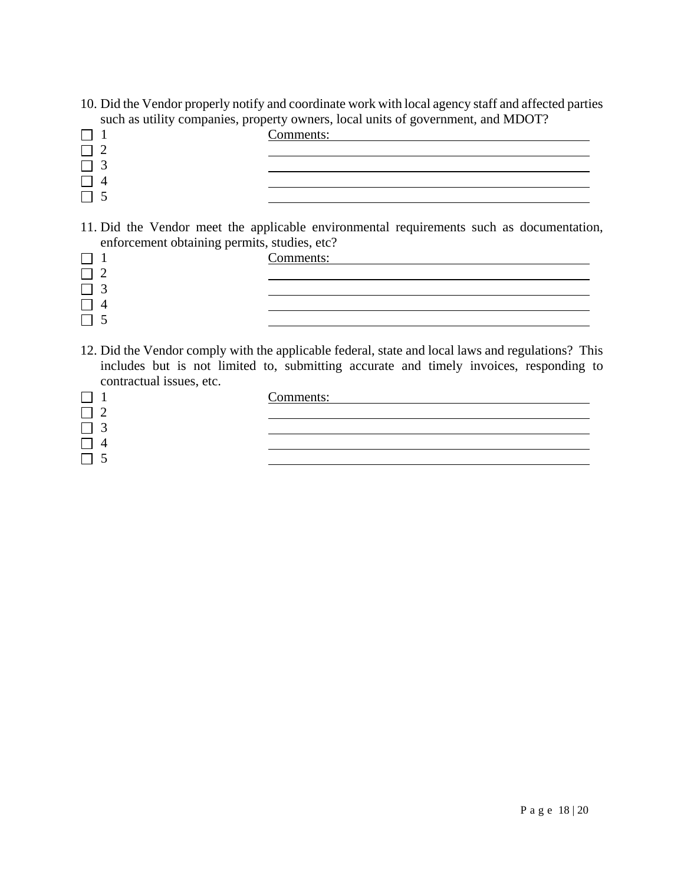10. Did the Vendor properly notify and coordinate work with local agency staff and affected parties such as utility companies, property owners, local units of government, and MDOT?

- ☐ 1
- ☐ 2
- ☐ 3
- ☐ 4
- ☐ 5

Comments: ________________________________________

________________________________________

________________________________________

________________________________________

________________________________________

11. Did the Vendor meet the applicable environmental requirements such as documentation, enforcement obtaining permits, studies, etc?

- ☐ 1
- ☐ 2
- ☐ 3
- ☐ 4
- ☐ 5

Comments: ________________________________________

________________________________________

________________________________________

________________________________________

________________________________________

12. Did the Vendor comply with the applicable federal, state and local laws and regulations? This includes but is not limited to, submitting accurate and timely invoices, responding to contractual issues, etc.

- ☐ 1
- ☐ 2
- ☐ 3
- ☐ 4
- ☐ 5

Comments: ________________________________________

________________________________________

________________________________________

________________________________________

________________________________________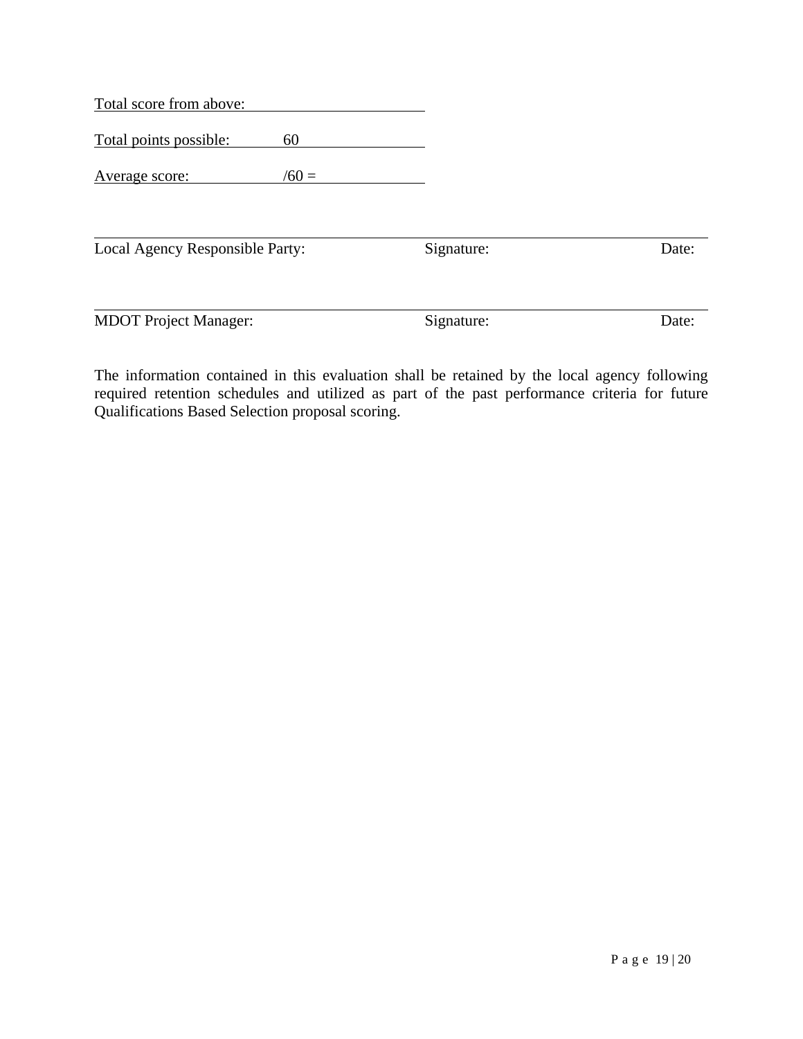Total score from above: \_\_\_\_\_\_\_\_\_\_\_\_\_\_\_\_\_\_\_\_\_\_

Total points possible: 60

Average score: /60 =

| Local Agency Responsible Party: | Signature: | Date: |
|---|---|---|
| MDOT Project Manager: | Signature: | Date: |

The information contained in this evaluation shall be retained by the local agency following required retention schedules and utilized as part of the past performance criteria for future Qualifications Based Selection proposal scoring.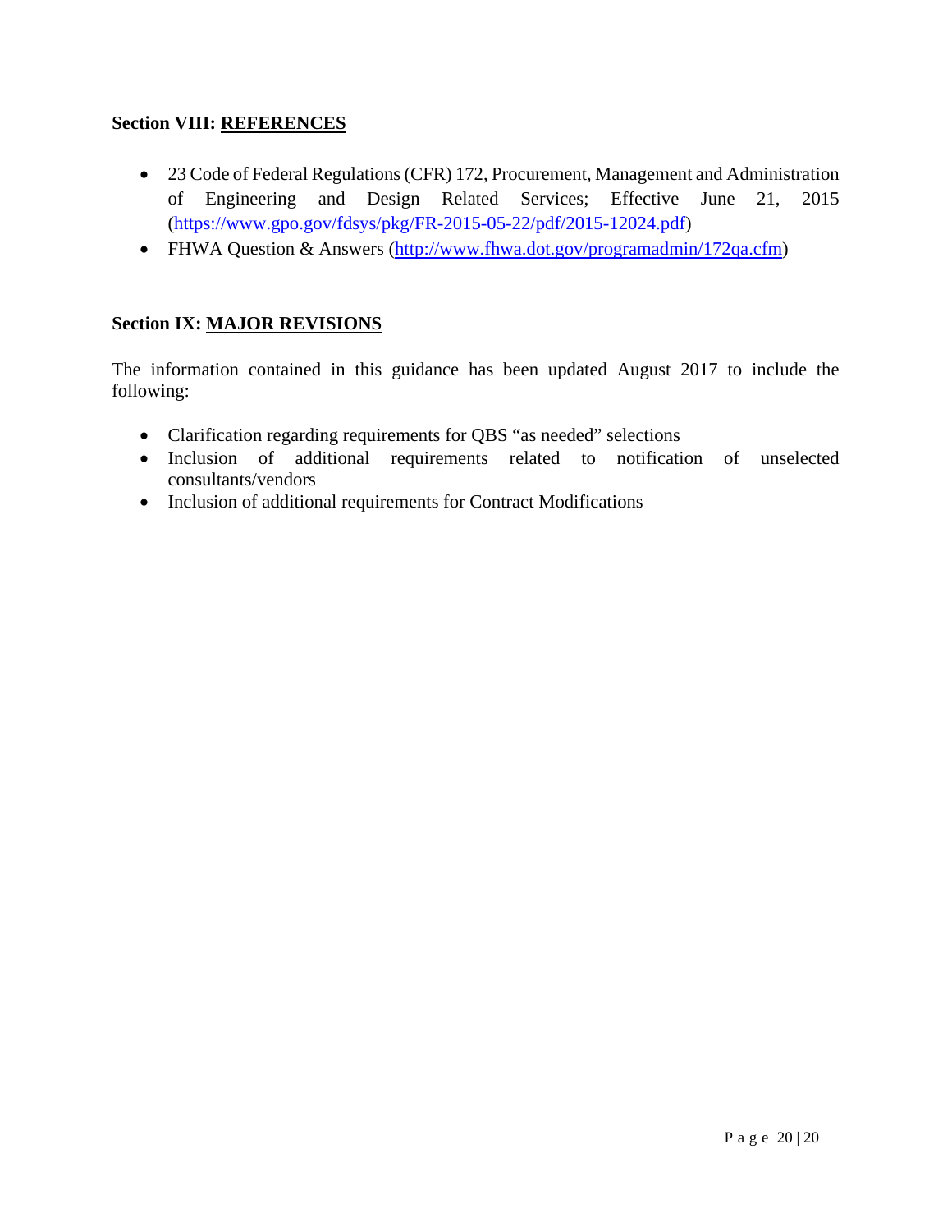## Section VIII: REFERENCES

- 23 Code of Federal Regulations (CFR) 172, Procurement, Management and Administration of Engineering and Design Related Services; Effective June 21, 2015 (https://www.gpo.gov/fdsys/pkg/FR-2015-05-22/pdf/2015-12024.pdf)
- FHWA Question & Answers (http://www.fhwa.dot.gov/programadmin/172qa.cfm)

## Section IX: MAJOR REVISIONS

The information contained in this guidance has been updated August 2017 to include the following:

- Clarification regarding requirements for QBS "as needed" selections
- Inclusion of additional requirements related to notification of unselected consultants/vendors
- Inclusion of additional requirements for Contract Modifications